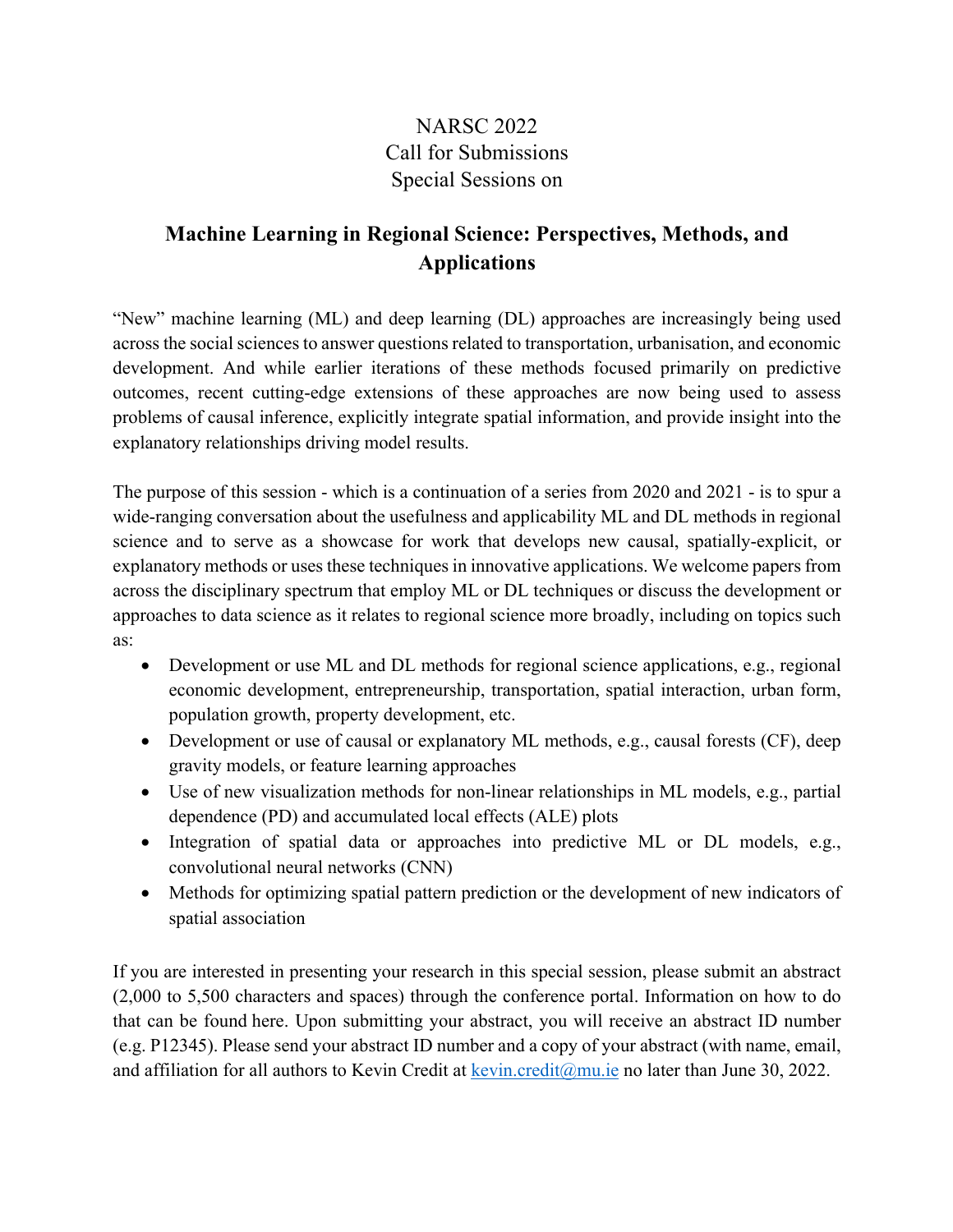NARSC 2022
Call for Submissions
Special Sessions on

# Machine Learning in Regional Science: Perspectives, Methods, and Applications

"New" machine learning (ML) and deep learning (DL) approaches are increasingly being used across the social sciences to answer questions related to transportation, urbanisation, and economic development. And while earlier iterations of these methods focused primarily on predictive outcomes, recent cutting-edge extensions of these approaches are now being used to assess problems of causal inference, explicitly integrate spatial information, and provide insight into the explanatory relationships driving model results.

The purpose of this session - which is a continuation of a series from 2020 and 2021 - is to spur a wide-ranging conversation about the usefulness and applicability ML and DL methods in regional science and to serve as a showcase for work that develops new causal, spatially-explicit, or explanatory methods or uses these techniques in innovative applications. We welcome papers from across the disciplinary spectrum that employ ML or DL techniques or discuss the development or approaches to data science as it relates to regional science more broadly, including on topics such as:

- Development or use ML and DL methods for regional science applications, e.g., regional economic development, entrepreneurship, transportation, spatial interaction, urban form, population growth, property development, etc.
- Development or use of causal or explanatory ML methods, e.g., causal forests (CF), deep gravity models, or feature learning approaches
- Use of new visualization methods for non-linear relationships in ML models, e.g., partial dependence (PD) and accumulated local effects (ALE) plots
- Integration of spatial data or approaches into predictive ML or DL models, e.g., convolutional neural networks (CNN)
- Methods for optimizing spatial pattern prediction or the development of new indicators of spatial association

If you are interested in presenting your research in this special session, please submit an abstract (2,000 to 5,500 characters and spaces) through the conference portal. Information on how to do that can be found here. Upon submitting your abstract, you will receive an abstract ID number (e.g. P12345). Please send your abstract ID number and a copy of your abstract (with name, email, and affiliation for all authors to Kevin Credit at kevin.credit@mu.ie no later than June 30, 2022.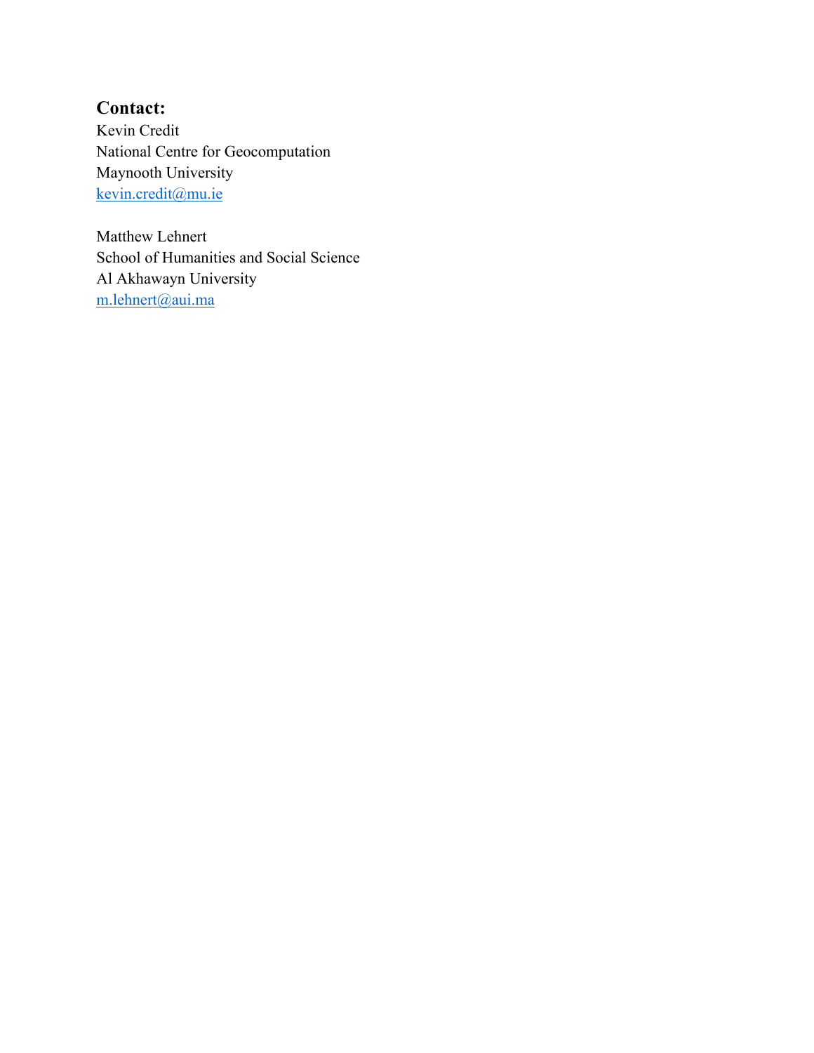**Contact:**

Kevin Credit
National Centre for Geocomputation
Maynooth University
kevin.credit@mu.ie

Matthew Lehnert
School of Humanities and Social Science
Al Akhawayn University
m.lehnert@aui.ma